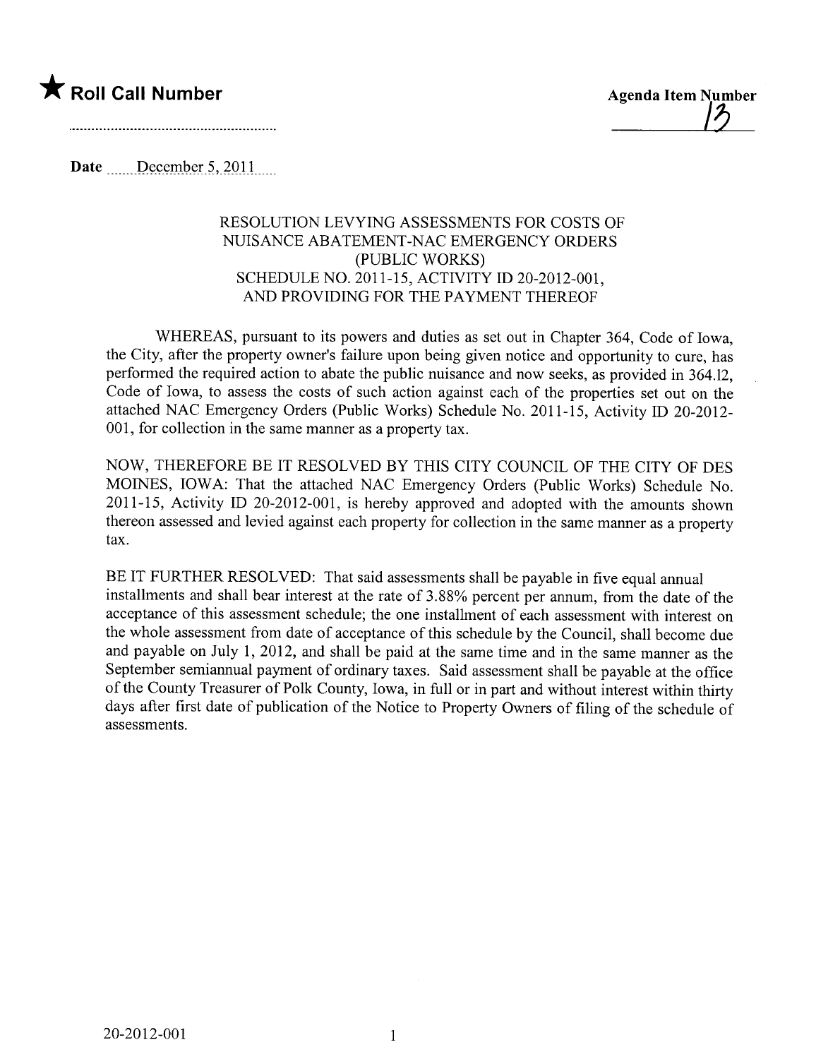★ **Roll Call Number**

........................................................

**Agenda Item Number**

13

**Date** December 5, 2011

RESOLUTION LEVYING ASSESSMENTS FOR COSTS OF NUISANCE ABATEMENT-NAC EMERGENCY ORDERS (PUBLIC WORKS) SCHEDULE NO. 2011-15, ACTIVITY ID 20-2012-001, AND PROVIDING FOR THE PAYMENT THEREOF

WHEREAS, pursuant to its powers and duties as set out in Chapter 364, Code of Iowa, the City, after the property owner's failure upon being given notice and opportunity to cure, has performed the required action to abate the public nuisance and now seeks, as provided in 364.12, Code of Iowa, to assess the costs of such action against each of the properties set out on the attached NAC Emergency Orders (Public Works) Schedule No. 2011-15, Activity ID 20-2012-001, for collection in the same manner as a property tax.

NOW, THEREFORE BE IT RESOLVED BY THIS CITY COUNCIL OF THE CITY OF DES MOINES, IOWA: That the attached NAC Emergency Orders (Public Works) Schedule No. 2011-15, Activity ID 20-2012-001, is hereby approved and adopted with the amounts shown thereon assessed and levied against each property for collection in the same manner as a property tax.

BE IT FURTHER RESOLVED: That said assessments shall be payable in five equal annual installments and shall bear interest at the rate of 3.88% percent per annum, from the date of the acceptance of this assessment schedule; the one installment of each assessment with interest on the whole assessment from date of acceptance of this schedule by the Council, shall become due and payable on July 1, 2012, and shall be paid at the same time and in the same manner as the September semiannual payment of ordinary taxes. Said assessment shall be payable at the office of the County Treasurer of Polk County, Iowa, in full or in part and without interest within thirty days after first date of publication of the Notice to Property Owners of filing of the schedule of assessments.

20-2012-001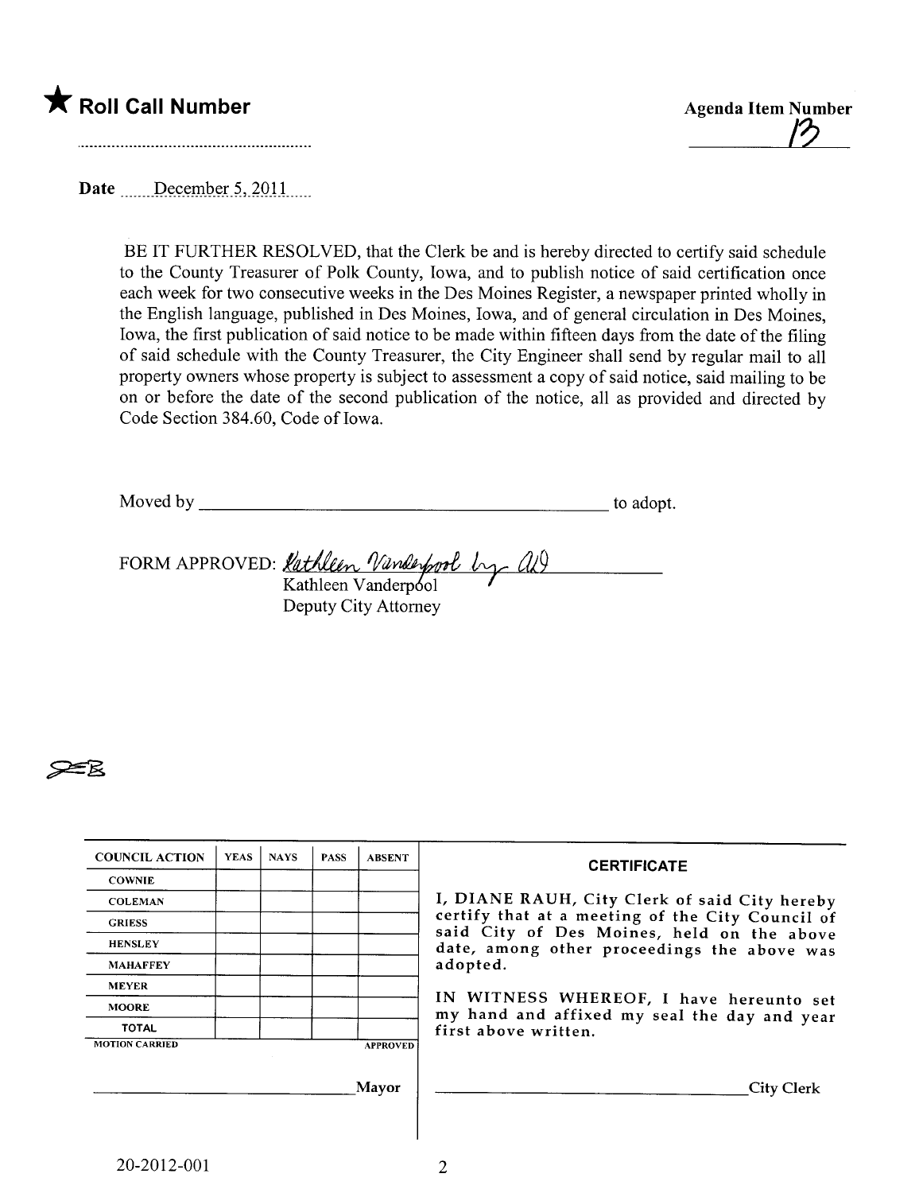★ **Roll Call Number**

Agenda Item Number

13

Date December 5, 2011

BE IT FURTHER RESOLVED, that the Clerk be and is hereby directed to certify said schedule to the County Treasurer of Polk County, Iowa, and to publish notice of said certification once each week for two consecutive weeks in the Des Moines Register, a newspaper printed wholly in the English language, published in Des Moines, Iowa, and of general circulation in Des Moines, Iowa, the first publication of said notice to be made within fifteen days from the date of the filing of said schedule with the County Treasurer, the City Engineer shall send by regular mail to all property owners whose property is subject to assessment a copy of said notice, said mailing to be on or before the date of the second publication of the notice, all as provided and directed by Code Section 384.60, Code of Iowa.

Moved by \_\_\_\_\_\_\_\_\_\_\_\_\_\_\_\_\_\_\_\_\_\_\_\_\_\_\_\_\_\_\_\_\_\_\_\_\_\_\_\_ to adopt.

FORM APPROVED: Kathleen Vanderpool by ALG
Kathleen Vanderpool
Deputy City Attorney

JEB

| COUNCIL ACTION | YEAS | NAYS | PASS | ABSENT |
|---|---|---|---|---|
| COWNIE | | | | |
| COLEMAN | | | | |
| GRIESS | | | | |
| HENSLEY | | | | |
| MAHAFFEY | | | | |
| MEYER | | | | |
| MOORE | | | | |
| TOTAL | | | | |
| MOTION CARRIED | | | | APPROVED |

\_\_\_\_\_\_\_\_\_\_\_\_\_\_\_\_\_\_\_\_\_\_\_\_ Mayor

**CERTIFICATE**

I, DIANE RAUH, City Clerk of said City hereby certify that at a meeting of the City Council of said City of Des Moines, held on the above date, among other proceedings the above was adopted.

IN WITNESS WHEREOF, I have hereunto set my hand and affixed my seal the day and year first above written.

\_\_\_\_\_\_\_\_\_\_\_\_\_\_\_\_\_\_\_\_\_\_\_\_ City Clerk

20-2012-001